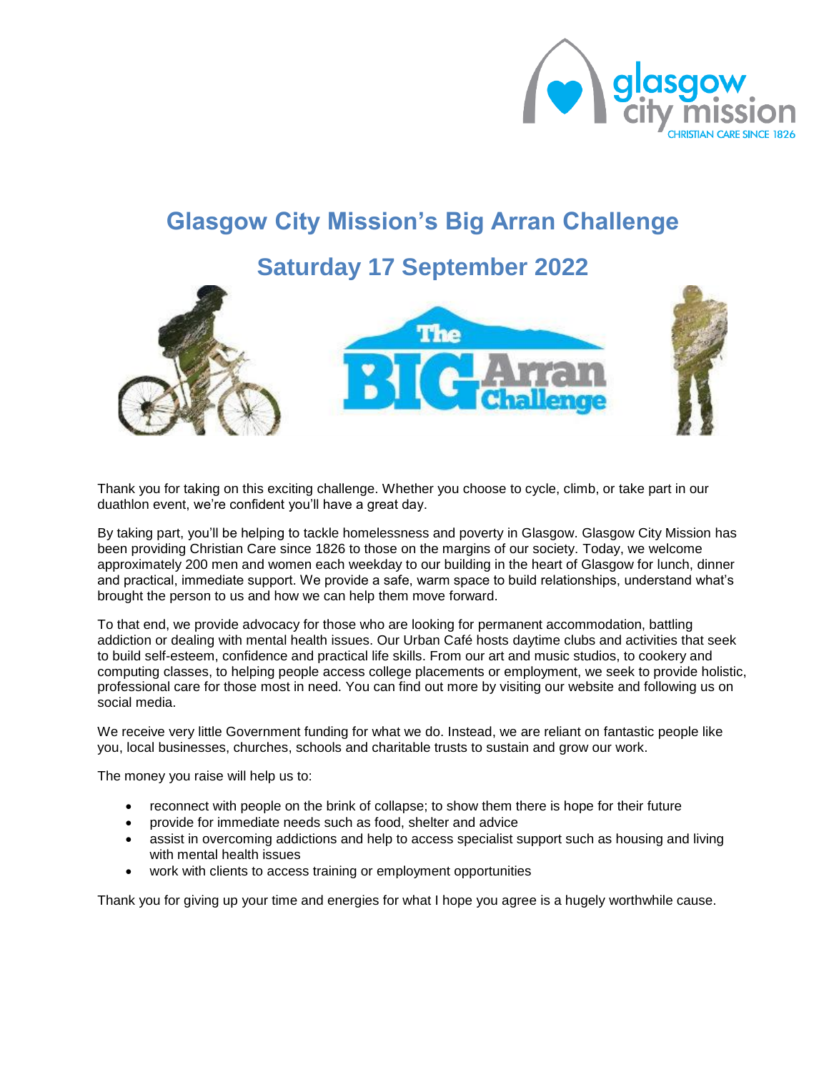# Glasgow City Mission's Big Arran Challenge

## Saturday 17 September 2022

Thank you for taking on this exciting challenge. Whether you choose to cycle, climb, or take part in our duathlon event, we're confident you'll have a great day.

By taking part, you'll be helping to tackle homelessness and poverty in Glasgow. Glasgow City Mission has been providing Christian Care since 1826 to those on the margins of our society. Today, we welcome approximately 200 men and women each weekday to our building in the heart of Glasgow for lunch, dinner and practical, immediate support. We provide a safe, warm space to build relationships, understand what's brought the person to us and how we can help them move forward.

To that end, we provide advocacy for those who are looking for permanent accommodation, battling addiction or dealing with mental health issues. Our Urban Café hosts daytime clubs and activities that seek to build self-esteem, confidence and practical life skills. From our art and music studios, to cookery and computing classes, to helping people access college placements or employment, we seek to provide holistic, professional care for those most in need. You can find out more by visiting our website and following us on social media.

We receive very little Government funding for what we do. Instead, we are reliant on fantastic people like you, local businesses, churches, schools and charitable trusts to sustain and grow our work.

The money you raise will help us to:

- reconnect with people on the brink of collapse; to show them there is hope for their future
- provide for immediate needs such as food, shelter and advice
- assist in overcoming addictions and help to access specialist support such as housing and living with mental health issues
- work with clients to access training or employment opportunities

Thank you for giving up your time and energies for what I hope you agree is a hugely worthwhile cause.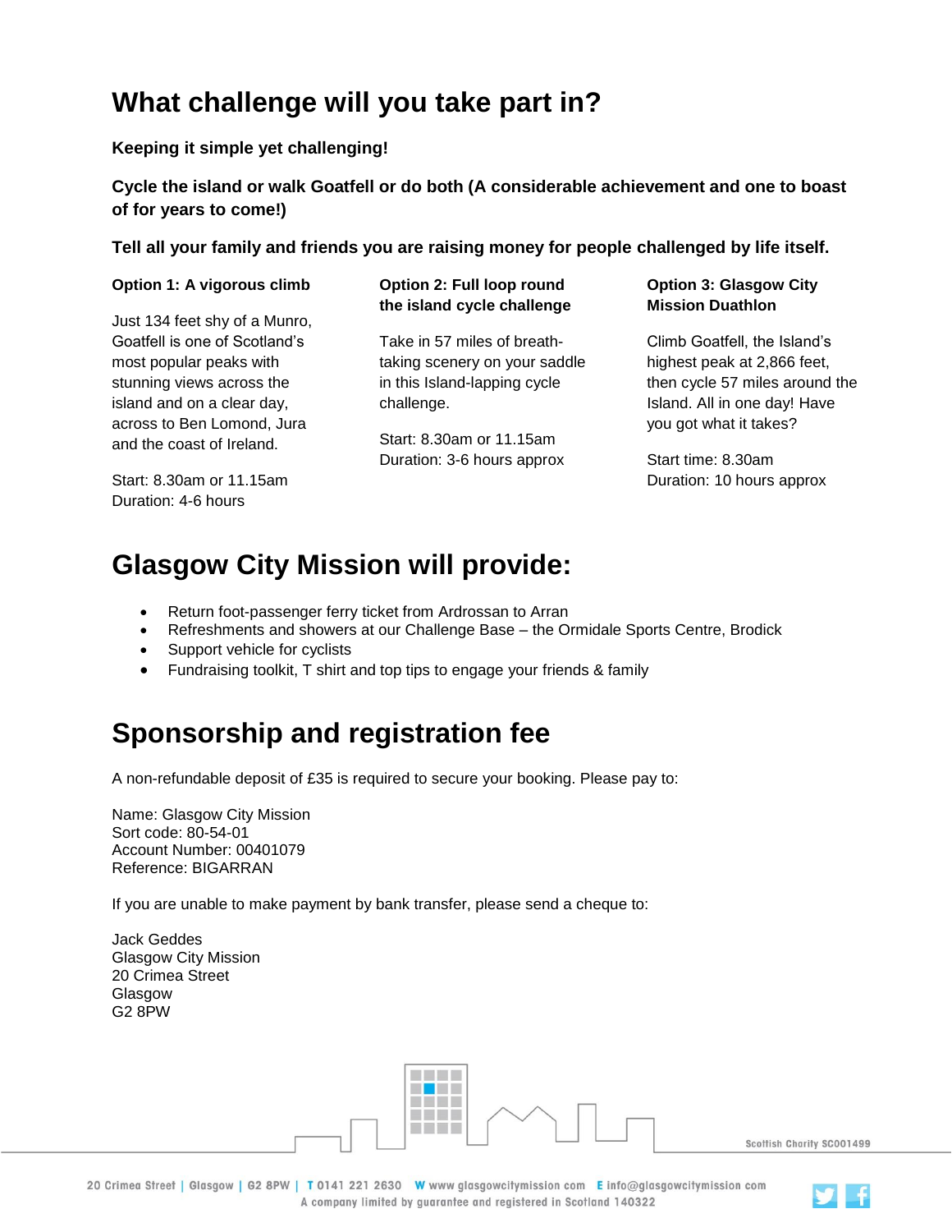# What challenge will you take part in?

**Keeping it simple yet challenging!**

**Cycle the island or walk Goatfell or do both (A considerable achievement and one to boast of for years to come!)**

**Tell all your family and friends you are raising money for people challenged by life itself.**

**Option 1: A vigorous climb**

Just 134 feet shy of a Munro, Goatfell is one of Scotland's most popular peaks with stunning views across the island and on a clear day, across to Ben Lomond, Jura and the coast of Ireland.

Start: 8.30am or 11.15am
Duration: 4-6 hours

**Option 2: Full loop round the island cycle challenge**

Take in 57 miles of breath-taking scenery on your saddle in this Island-lapping cycle challenge.

Start: 8.30am or 11.15am
Duration: 3-6 hours approx

**Option 3: Glasgow City Mission Duathlon**

Climb Goatfell, the Island's highest peak at 2,866 feet, then cycle 57 miles around the Island. All in one day! Have you got what it takes?

Start time: 8.30am
Duration: 10 hours approx

# Glasgow City Mission will provide:

- Return foot-passenger ferry ticket from Ardrossan to Arran
- Refreshments and showers at our Challenge Base – the Ormidale Sports Centre, Brodick
- Support vehicle for cyclists
- Fundraising toolkit, T shirt and top tips to engage your friends & family

# Sponsorship and registration fee

A non-refundable deposit of £35 is required to secure your booking. Please pay to:

Name: Glasgow City Mission
Sort code: 80-54-01
Account Number: 00401079
Reference: BIGARRAN

If you are unable to make payment by bank transfer, please send a cheque to:

Jack Geddes
Glasgow City Mission
20 Crimea Street
Glasgow
G2 8PW

Scottish Charity SC001499

20 Crimea Street | Glasgow | G2 8PW | T 0141 221 2630 W www glasgowcitymission com E info@glasgowcitymission com
A company limited by guarantee and registered in Scotland 140322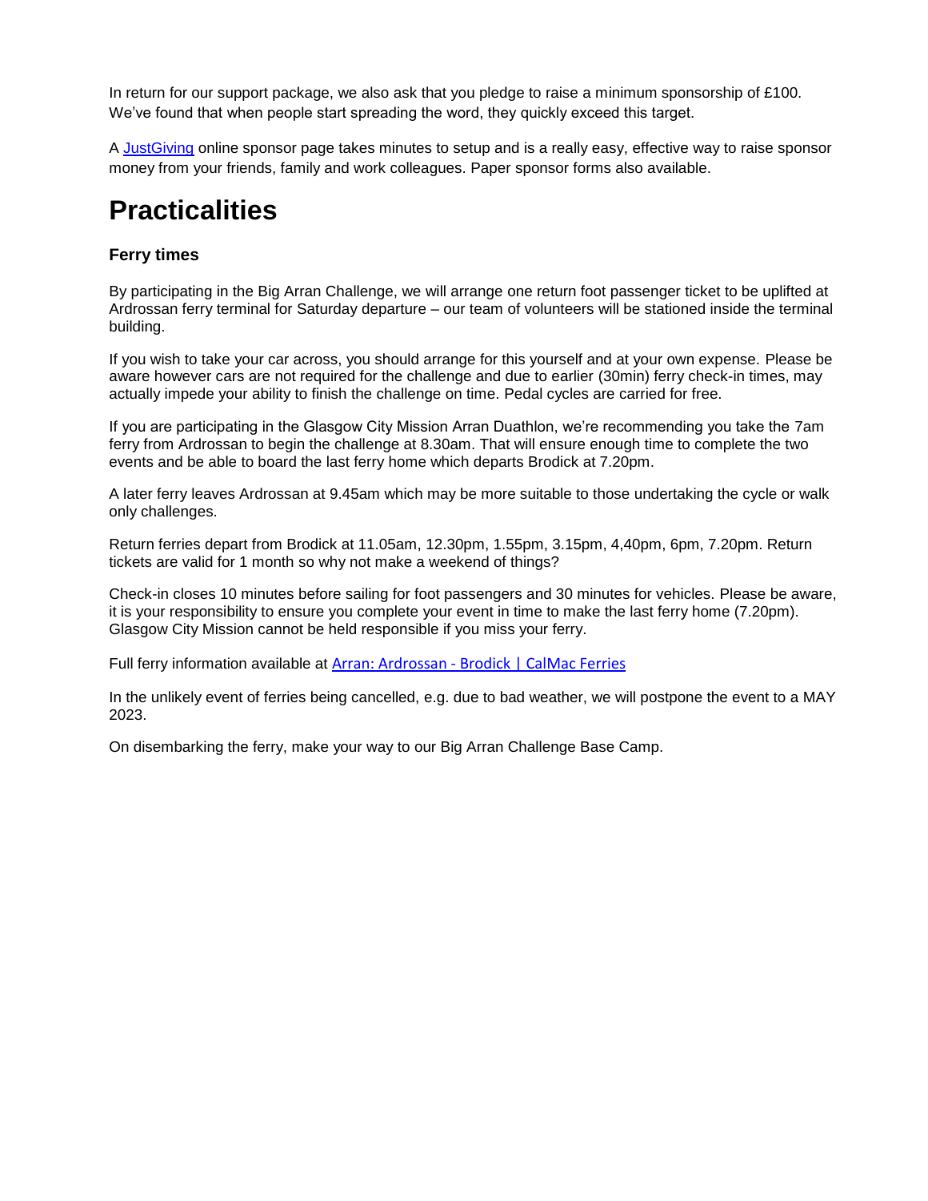In return for our support package, we also ask that you pledge to raise a minimum sponsorship of £100. We've found that when people start spreading the word, they quickly exceed this target.

A JustGiving online sponsor page takes minutes to setup and is a really easy, effective way to raise sponsor money from your friends, family and work colleagues. Paper sponsor forms also available.

# Practicalities

### Ferry times

By participating in the Big Arran Challenge, we will arrange one return foot passenger ticket to be uplifted at Ardrossan ferry terminal for Saturday departure – our team of volunteers will be stationed inside the terminal building.

If you wish to take your car across, you should arrange for this yourself and at your own expense. Please be aware however cars are not required for the challenge and due to earlier (30min) ferry check-in times, may actually impede your ability to finish the challenge on time. Pedal cycles are carried for free.

If you are participating in the Glasgow City Mission Arran Duathlon, we're recommending you take the 7am ferry from Ardrossan to begin the challenge at 8.30am. That will ensure enough time to complete the two events and be able to board the last ferry home which departs Brodick at 7.20pm.

A later ferry leaves Ardrossan at 9.45am which may be more suitable to those undertaking the cycle or walk only challenges.

Return ferries depart from Brodick at 11.05am, 12.30pm, 1.55pm, 3.15pm, 4,40pm, 6pm, 7.20pm. Return tickets are valid for 1 month so why not make a weekend of things?

Check-in closes 10 minutes before sailing for foot passengers and 30 minutes for vehicles. Please be aware, it is your responsibility to ensure you complete your event in time to make the last ferry home (7.20pm). Glasgow City Mission cannot be held responsible if you miss your ferry.

Full ferry information available at Arran: Ardrossan - Brodick | CalMac Ferries

In the unlikely event of ferries being cancelled, e.g. due to bad weather, we will postpone the event to a MAY 2023.

On disembarking the ferry, make your way to our Big Arran Challenge Base Camp.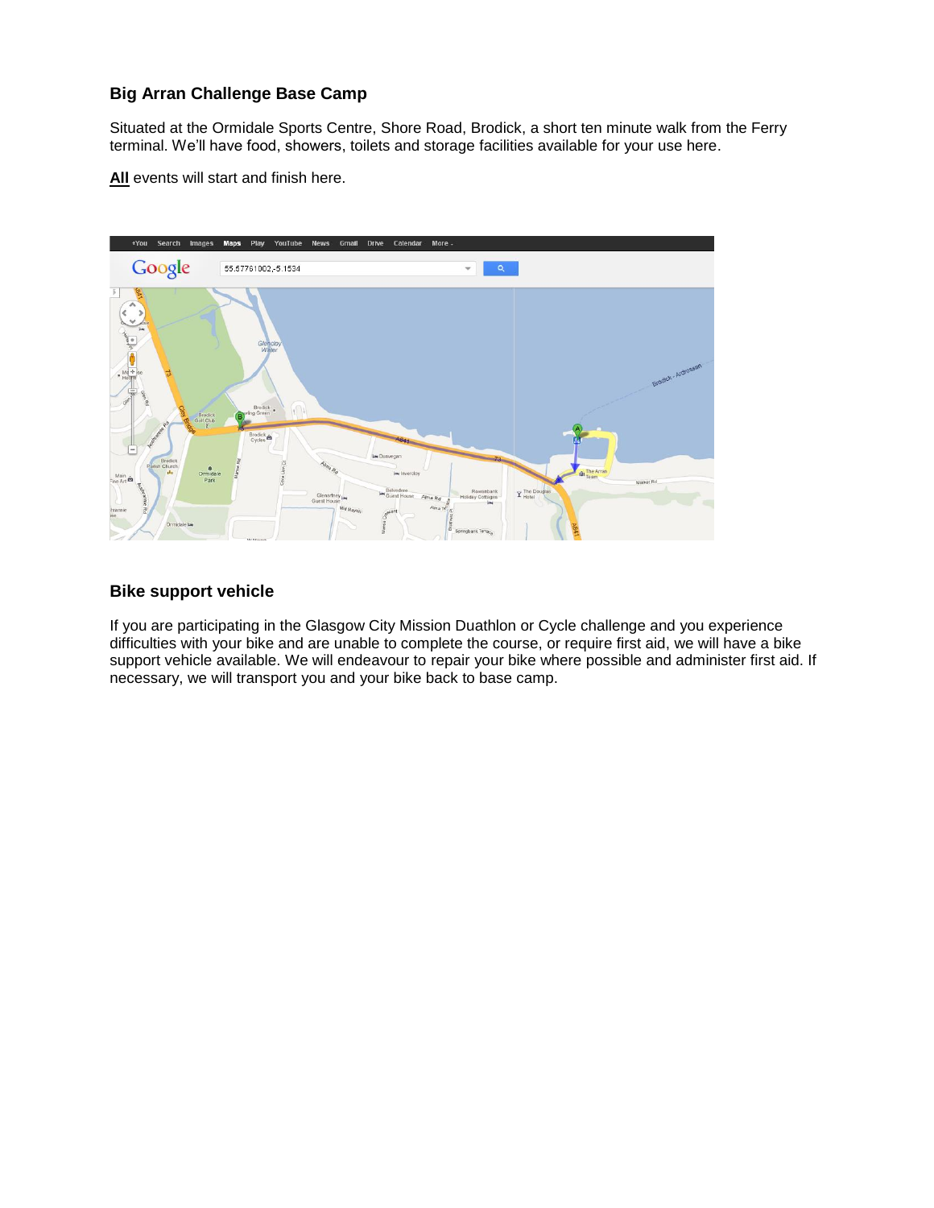### Big Arran Challenge Base Camp

Situated at the Ormidale Sports Centre, Shore Road, Brodick, a short ten minute walk from the Ferry terminal. We'll have food, showers, toilets and storage facilities available for your use here.

**All** events will start and finish here.

### Bike support vehicle

If you are participating in the Glasgow City Mission Duathlon or Cycle challenge and you experience difficulties with your bike and are unable to complete the course, or require first aid, we will have a bike support vehicle available. We will endeavour to repair your bike where possible and administer first aid. If necessary, we will transport you and your bike back to base camp.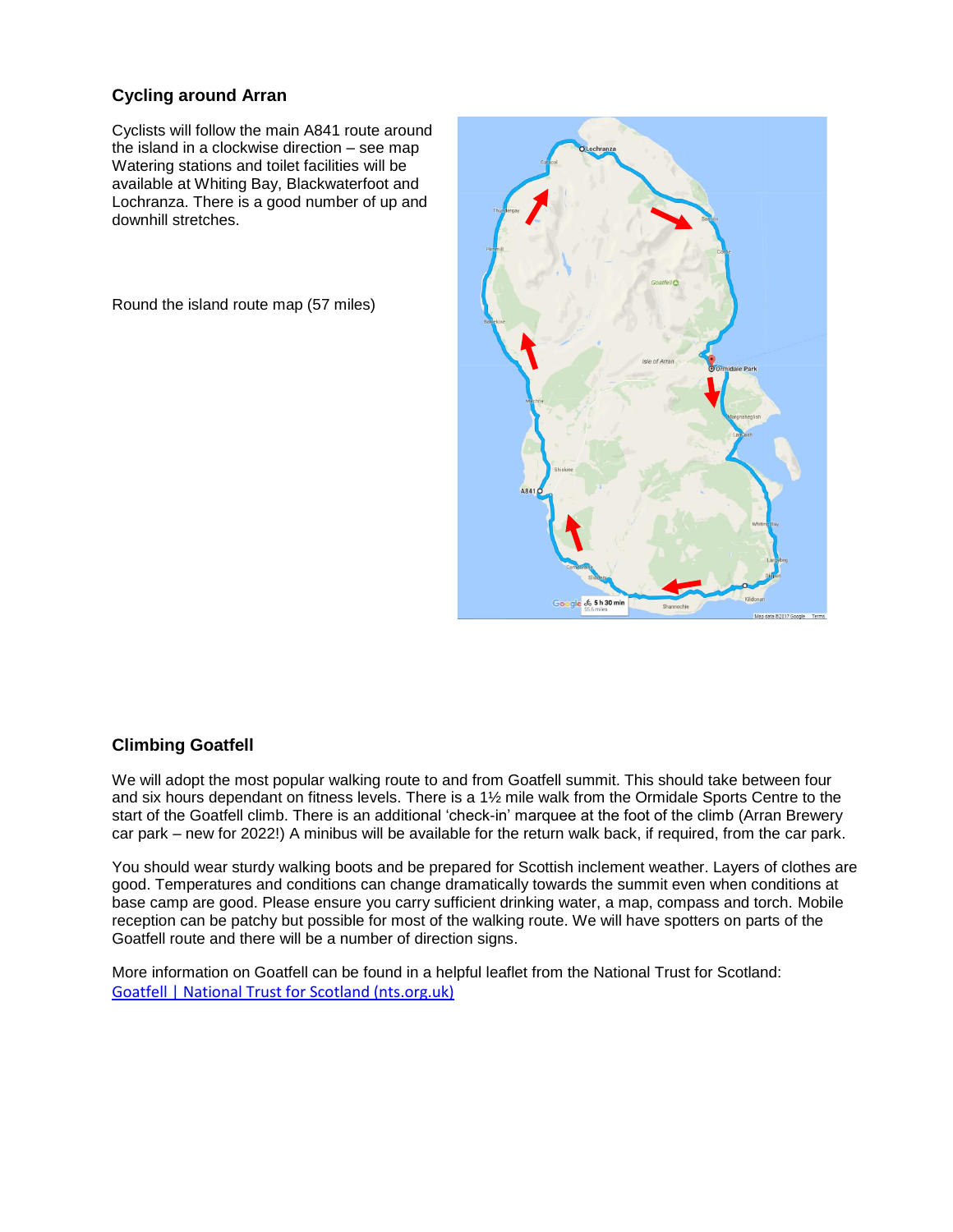### Cycling around Arran

Cyclists will follow the main A841 route around the island in a clockwise direction – see map Watering stations and toilet facilities will be available at Whiting Bay, Blackwaterfoot and Lochranza. There is a good number of up and downhill stretches.

Round the island route map (57 miles)

### Climbing Goatfell

We will adopt the most popular walking route to and from Goatfell summit. This should take between four and six hours dependant on fitness levels. There is a 1½ mile walk from the Ormidale Sports Centre to the start of the Goatfell climb. There is an additional 'check-in' marquee at the foot of the climb (Arran Brewery car park – new for 2022!) A minibus will be available for the return walk back, if required, from the car park.

You should wear sturdy walking boots and be prepared for Scottish inclement weather. Layers of clothes are good. Temperatures and conditions can change dramatically towards the summit even when conditions at base camp are good. Please ensure you carry sufficient drinking water, a map, compass and torch. Mobile reception can be patchy but possible for most of the walking route. We will have spotters on parts of the Goatfell route and there will be a number of direction signs.

More information on Goatfell can be found in a helpful leaflet from the National Trust for Scotland: [Goatfell | National Trust for Scotland (nts.org.uk)](https://www.nts.org.uk)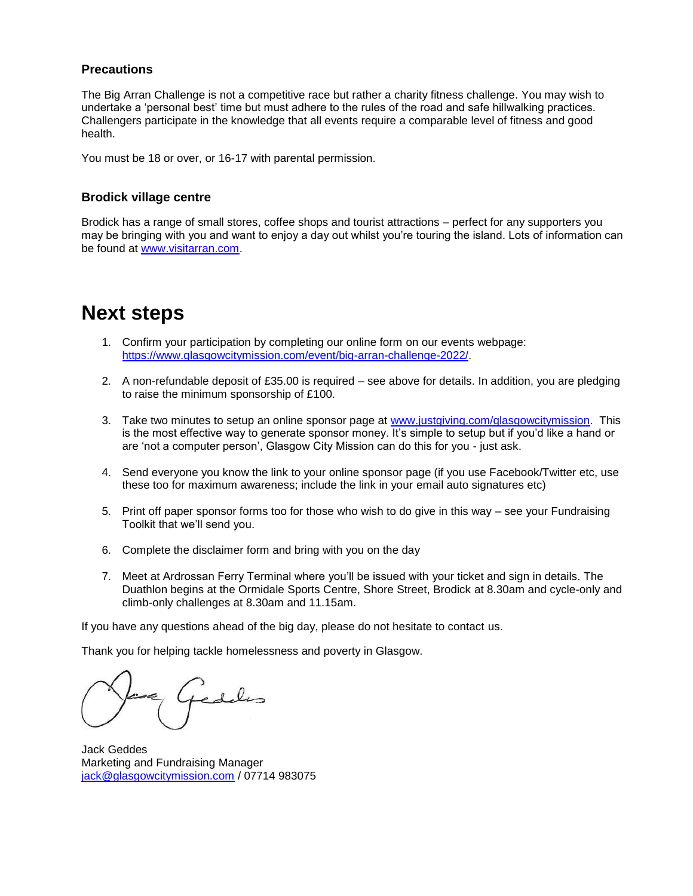### Precautions

The Big Arran Challenge is not a competitive race but rather a charity fitness challenge. You may wish to undertake a 'personal best' time but must adhere to the rules of the road and safe hillwalking practices. Challengers participate in the knowledge that all events require a comparable level of fitness and good health.

You must be 18 or over, or 16-17 with parental permission.

### Brodick village centre

Brodick has a range of small stores, coffee shops and tourist attractions – perfect for any supporters you may be bringing with you and want to enjoy a day out whilst you're touring the island. Lots of information can be found at www.visitarran.com.

# Next steps

1. Confirm your participation by completing our online form on our events webpage: https://www.glasgowcitymission.com/event/big-arran-challenge-2022/.

2. A non-refundable deposit of £35.00 is required – see above for details. In addition, you are pledging to raise the minimum sponsorship of £100.

3. Take two minutes to setup an online sponsor page at www.justgiving.com/glasgowcitymission. This is the most effective way to generate sponsor money. It's simple to setup but if you'd like a hand or are 'not a computer person', Glasgow City Mission can do this for you - just ask.

4. Send everyone you know the link to your online sponsor page (if you use Facebook/Twitter etc, use these too for maximum awareness; include the link in your email auto signatures etc)

5. Print off paper sponsor forms too for those who wish to do give in this way – see your Fundraising Toolkit that we'll send you.

6. Complete the disclaimer form and bring with you on the day

7. Meet at Ardrossan Ferry Terminal where you'll be issued with your ticket and sign in details. The Duathlon begins at the Ormidale Sports Centre, Shore Street, Brodick at 8.30am and cycle-only and climb-only challenges at 8.30am and 11.15am.

If you have any questions ahead of the big day, please do not hesitate to contact us.

Thank you for helping tackle homelessness and poverty in Glasgow.

Jack Geddes
Marketing and Fundraising Manager
jack@glasgowcitymission.com / 07714 983075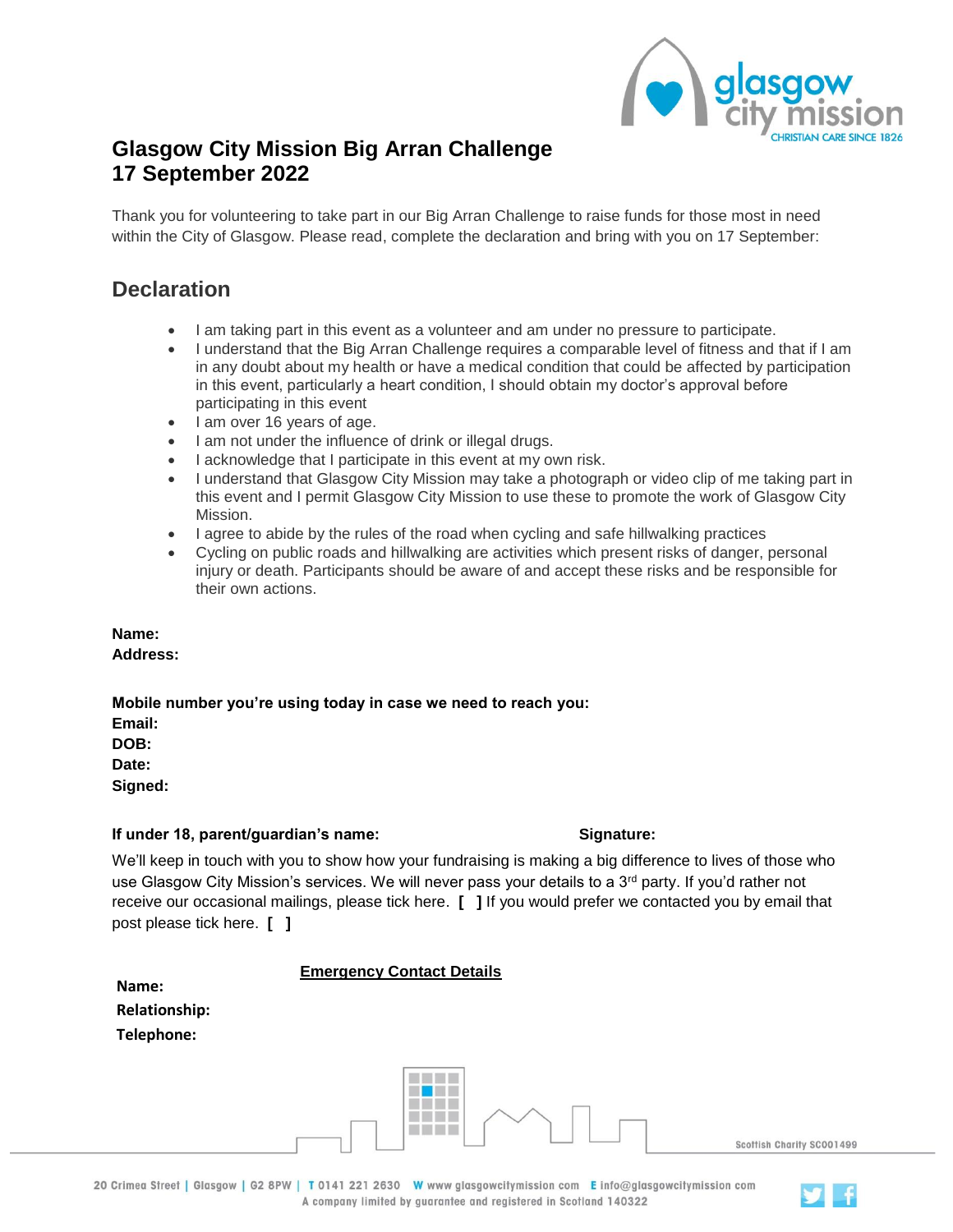# Glasgow City Mission Big Arran Challenge
# 17 September 2022

Thank you for volunteering to take part in our Big Arran Challenge to raise funds for those most in need within the City of Glasgow. Please read, complete the declaration and bring with you on 17 September:

## Declaration

- I am taking part in this event as a volunteer and am under no pressure to participate.
- I understand that the Big Arran Challenge requires a comparable level of fitness and that if I am in any doubt about my health or have a medical condition that could be affected by participation in this event, particularly a heart condition, I should obtain my doctor's approval before participating in this event
- I am over 16 years of age.
- I am not under the influence of drink or illegal drugs.
- I acknowledge that I participate in this event at my own risk.
- I understand that Glasgow City Mission may take a photograph or video clip of me taking part in this event and I permit Glasgow City Mission to use these to promote the work of Glasgow City Mission.
- I agree to abide by the rules of the road when cycling and safe hillwalking practices
- Cycling on public roads and hillwalking are activities which present risks of danger, personal injury or death. Participants should be aware of and accept these risks and be responsible for their own actions.

**Name:**
**Address:**

**Mobile number you're using today in case we need to reach you:**
**Email:**
**DOB:**
**Date:**
**Signed:**

**If under 18, parent/guardian's name:** **Signature:**

We'll keep in touch with you to show how your fundraising is making a big difference to lives of those who use Glasgow City Mission's services. We will never pass your details to a 3rd party. If you'd rather not receive our occasional mailings, please tick here. **[ ]** If you would prefer we contacted you by email that post please tick here. **[ ]**

**Emergency Contact Details**

**Name:**
**Relationship:**
**Telephone:**

Scottish Charity SC001499

20 Crimea Street | Glasgow | G2 8PW | T 0141 221 2630 W www glasgowcitymission com E info@glasgowcitymission com
A company limited by guarantee and registered in Scotland 140322